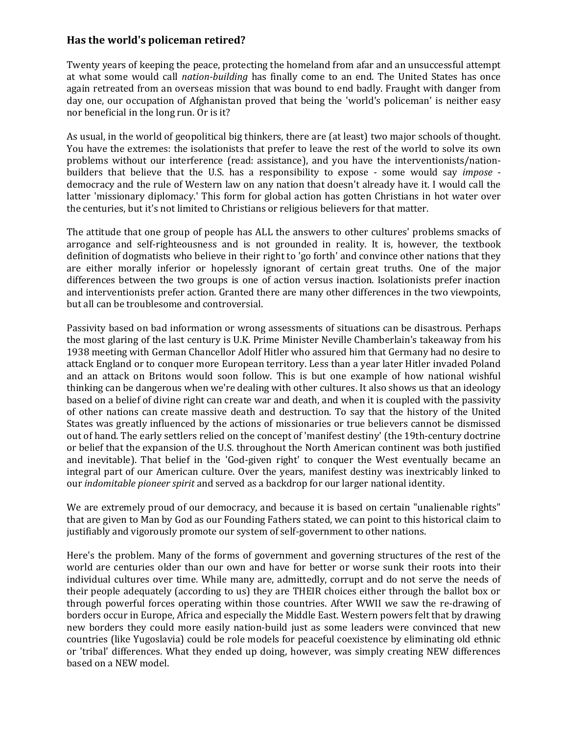## Has the world's policeman retired?

Twenty years of keeping the peace, protecting the homeland from afar and an unsuccessful attempt at what some would call *nation-building* has finally come to an end. The United States has once again retreated from an overseas mission that was bound to end badly. Fraught with danger from day one, our occupation of Afghanistan proved that being the 'world's policeman' is neither easy nor beneficial in the long run. Or is it?

As usual, in the world of geopolitical big thinkers, there are (at least) two major schools of thought. You have the extremes: the isolationists that prefer to leave the rest of the world to solve its own problems without our interference (read: assistance), and you have the interventionists/nation-builders that believe that the U.S. has a responsibility to expose - some would say *impose* - democracy and the rule of Western law on any nation that doesn't already have it. I would call the latter 'missionary diplomacy.' This form for global action has gotten Christians in hot water over the centuries, but it's not limited to Christians or religious believers for that matter.

The attitude that one group of people has ALL the answers to other cultures' problems smacks of arrogance and self-righteousness and is not grounded in reality. It is, however, the textbook definition of dogmatists who believe in their right to 'go forth' and convince other nations that they are either morally inferior or hopelessly ignorant of certain great truths. One of the major differences between the two groups is one of action versus inaction. Isolationists prefer inaction and interventionists prefer action. Granted there are many other differences in the two viewpoints, but all can be troublesome and controversial.

Passivity based on bad information or wrong assessments of situations can be disastrous. Perhaps the most glaring of the last century is U.K. Prime Minister Neville Chamberlain's takeaway from his 1938 meeting with German Chancellor Adolf Hitler who assured him that Germany had no desire to attack England or to conquer more European territory. Less than a year later Hitler invaded Poland and an attack on Britons would soon follow. This is but one example of how national wishful thinking can be dangerous when we're dealing with other cultures. It also shows us that an ideology based on a belief of divine right can create war and death, and when it is coupled with the passivity of other nations can create massive death and destruction. To say that the history of the United States was greatly influenced by the actions of missionaries or true believers cannot be dismissed out of hand. The early settlers relied on the concept of 'manifest destiny' (the 19th-century doctrine or belief that the expansion of the U.S. throughout the North American continent was both justified and inevitable). That belief in the 'God-given right' to conquer the West eventually became an integral part of our American culture. Over the years, manifest destiny was inextricably linked to our *indomitable pioneer spirit* and served as a backdrop for our larger national identity.

We are extremely proud of our democracy, and because it is based on certain "unalienable rights" that are given to Man by God as our Founding Fathers stated, we can point to this historical claim to justifiably and vigorously promote our system of self-government to other nations.

Here's the problem. Many of the forms of government and governing structures of the rest of the world are centuries older than our own and have for better or worse sunk their roots into their individual cultures over time. While many are, admittedly, corrupt and do not serve the needs of their people adequately (according to us) they are THEIR choices either through the ballot box or through powerful forces operating within those countries. After WWII we saw the re-drawing of borders occur in Europe, Africa and especially the Middle East. Western powers felt that by drawing new borders they could more easily nation-build just as some leaders were convinced that new countries (like Yugoslavia) could be role models for peaceful coexistence by eliminating old ethnic or 'tribal' differences. What they ended up doing, however, was simply creating NEW differences based on a NEW model.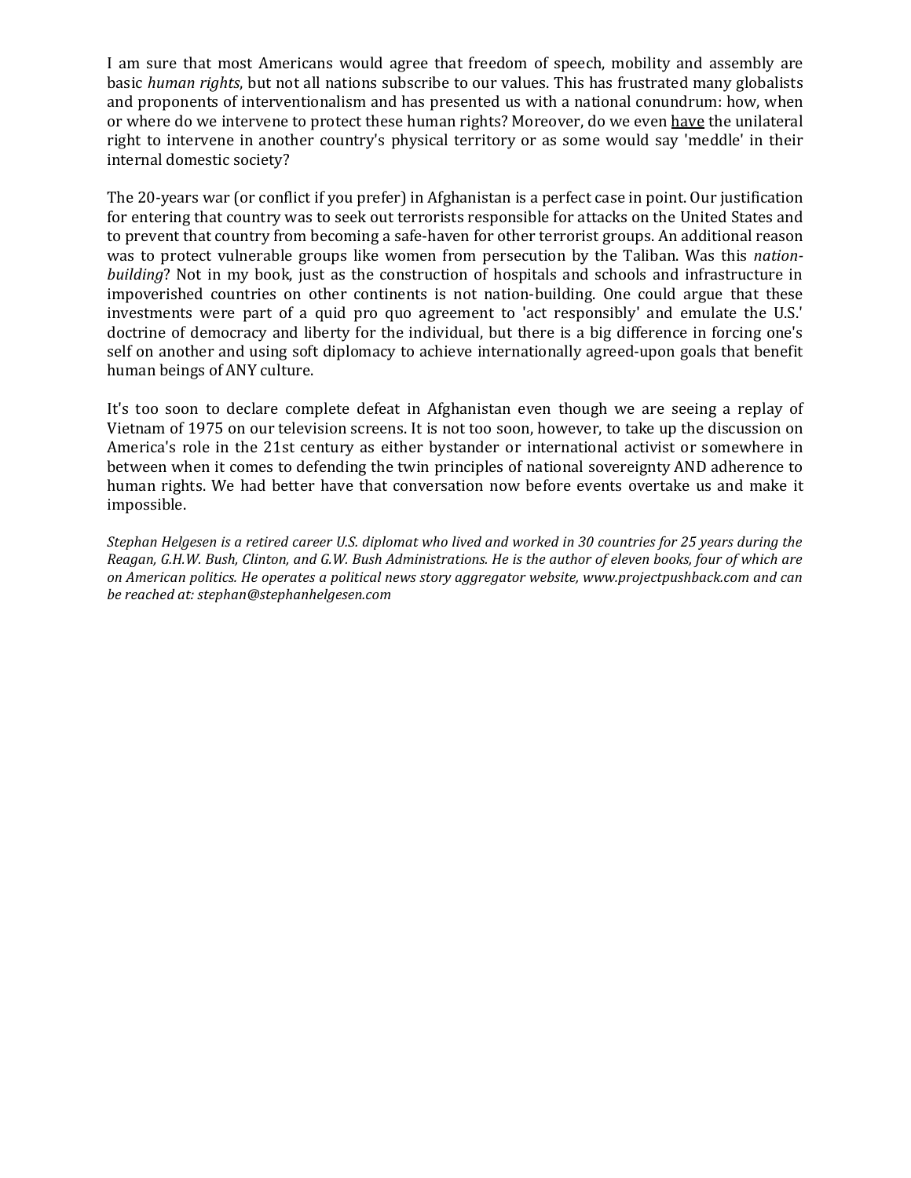I am sure that most Americans would agree that freedom of speech, mobility and assembly are basic *human rights*, but not all nations subscribe to our values. This has frustrated many globalists and proponents of interventionalism and has presented us with a national conundrum: how, when or where do we intervene to protect these human rights? Moreover, do we even <u>have</u> the unilateral right to intervene in another country's physical territory or as some would say 'meddle' in their internal domestic society?

The 20-years war (or conflict if you prefer) in Afghanistan is a perfect case in point. Our justification for entering that country was to seek out terrorists responsible for attacks on the United States and to prevent that country from becoming a safe-haven for other terrorist groups. An additional reason was to protect vulnerable groups like women from persecution by the Taliban. Was this *nation-building*? Not in my book, just as the construction of hospitals and schools and infrastructure in impoverished countries on other continents is not nation-building. One could argue that these investments were part of a quid pro quo agreement to 'act responsibly' and emulate the U.S.' doctrine of democracy and liberty for the individual, but there is a big difference in forcing one's self on another and using soft diplomacy to achieve internationally agreed-upon goals that benefit human beings of ANY culture.

It's too soon to declare complete defeat in Afghanistan even though we are seeing a replay of Vietnam of 1975 on our television screens. It is not too soon, however, to take up the discussion on America's role in the 21st century as either bystander or international activist or somewhere in between when it comes to defending the twin principles of national sovereignty AND adherence to human rights. We had better have that conversation now before events overtake us and make it impossible.

*Stephan Helgesen is a retired career U.S. diplomat who lived and worked in 30 countries for 25 years during the Reagan, G.H.W. Bush, Clinton, and G.W. Bush Administrations. He is the author of eleven books, four of which are on American politics. He operates a political news story aggregator website, www.projectpushback.com and can be reached at: stephan@stephanhelgesen.com*